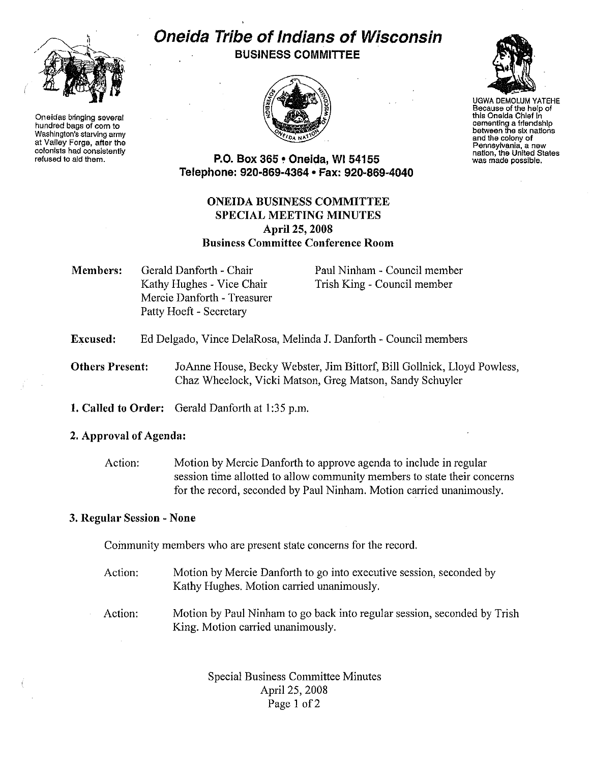# Oneida Tribe of Indians of Wisconsin

## BUSINESS COMMITTEE

Oneidas bringing several hundred bags of corn to Washington's starving army at Valley Forge, after the colonists had consistently refused to aid them.

UGWA DEMOLUM YATEHE
Because of the help of this Oneida Chief in cementing a friendship between the six nations and the colony of Pennsylvania, a new nation, the United States was made possible.

**P.O. Box 365 • Oneida, WI 54155**
**Telephone: 920-869-4364 • Fax: 920-869-4040**

## ONEIDA BUSINESS COMMITTEE
## SPECIAL MEETING MINUTES
### April 25, 2008
### Business Committee Conference Room

**Members:** Gerald Danforth - Chair
Kathy Hughes - Vice Chair
Mercie Danforth - Treasurer
Patty Hoeft - Secretary
Paul Ninham - Council member
Trish King - Council member

**Excused:** Ed Delgado, Vince DelaRosa, Melinda J. Danforth - Council members

**Others Present:** JoAnne House, Becky Webster, Jim Bittorf, Bill Gollnick, Lloyd Powless, Chaz Wheelock, Vicki Matson, Greg Matson, Sandy Schuyler

**1. Called to Order:** Gerald Danforth at 1:35 p.m.

**2. Approval of Agenda:**

Action: Motion by Mercie Danforth to approve agenda to include in regular session time allotted to allow community members to state their concerns for the record, seconded by Paul Ninham. Motion carried unanimously.

**3. Regular Session - None**

Community members who are present state concerns for the record.

Action: Motion by Mercie Danforth to go into executive session, seconded by Kathy Hughes. Motion carried unanimously.

Action: Motion by Paul Ninham to go back into regular session, seconded by Trish King. Motion carried unanimously.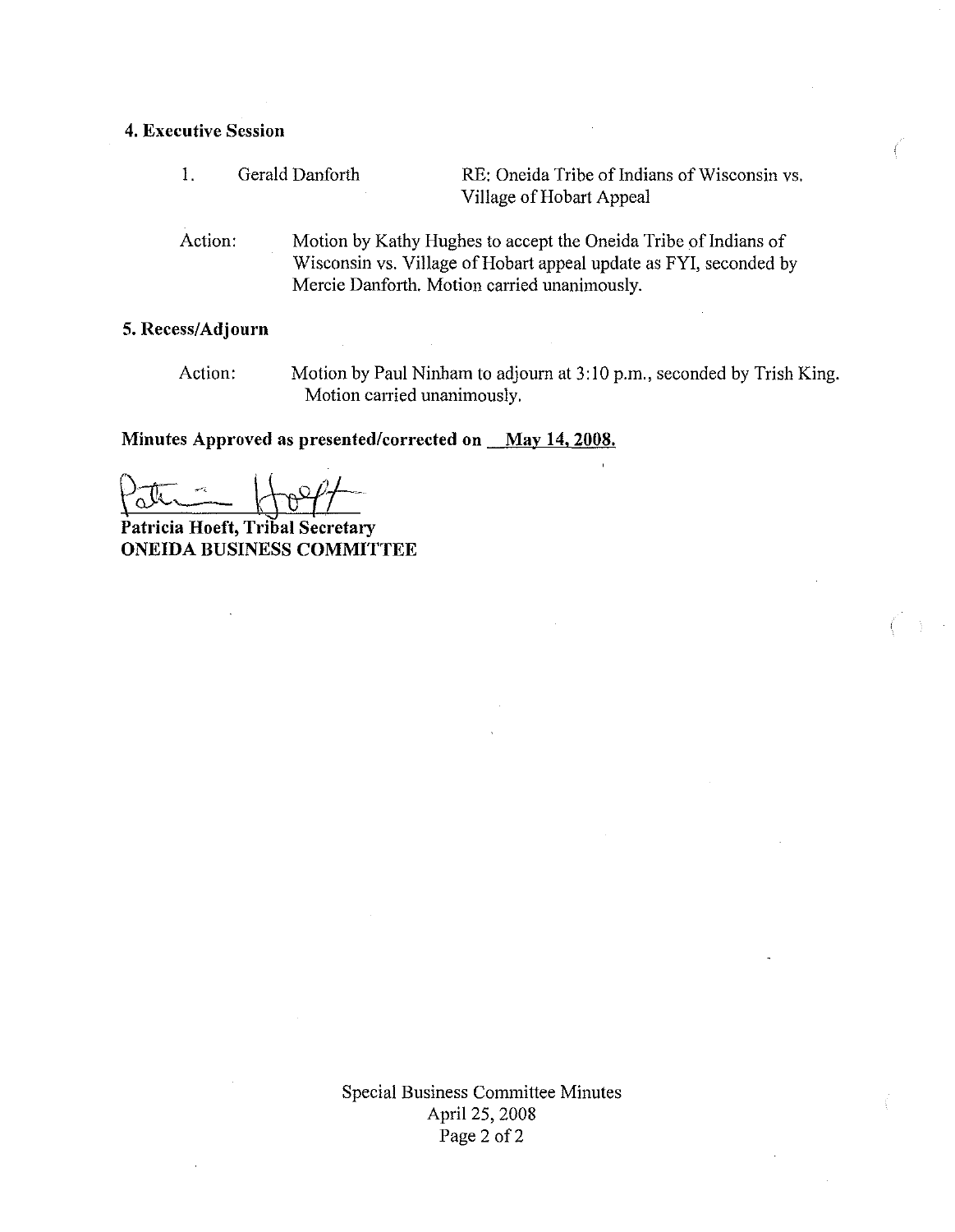### 4. Executive Session

1. Gerald Danforth — RE: Oneida Tribe of Indians of Wisconsin vs. Village of Hobart Appeal

Action: Motion by Kathy Hughes to accept the Oneida Tribe of Indians of Wisconsin vs. Village of Hobart appeal update as FYI, seconded by Mercie Danforth. Motion carried unanimously.

### 5. Recess/Adjourn

Action: Motion by Paul Ninham to adjourn at 3:10 p.m., seconded by Trish King. Motion carried unanimously.

**Minutes Approved as presented/corrected on <u>May 14, 2008.</u>**

**Patricia Hoeft, Tribal Secretary**
**ONEIDA BUSINESS COMMITTEE**

Special Business Committee Minutes
April 25, 2008